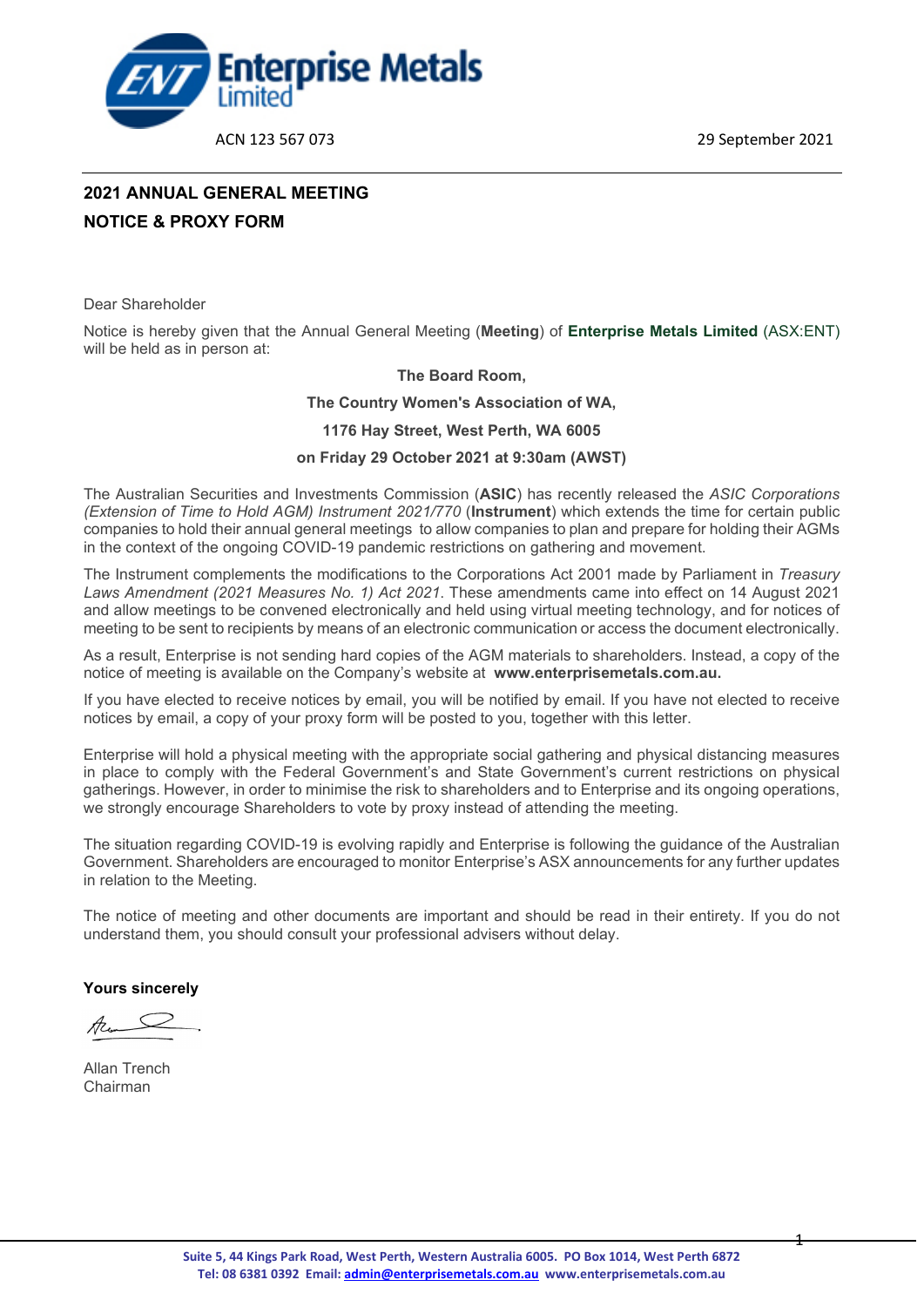**Enterprise Metals Limited**

ACN 123 567 073

29 September 2021

## 2021 ANNUAL GENERAL MEETING

## NOTICE & PROXY FORM

Dear Shareholder

Notice is hereby given that the Annual General Meeting (**Meeting**) of **Enterprise Metals Limited** (ASX:ENT) will be held as in person at:

**The Board Room,**

**The Country Women's Association of WA,**

**1176 Hay Street, West Perth, WA 6005**

**on Friday 29 October 2021 at 9:30am (AWST)**

The Australian Securities and Investments Commission (**ASIC**) has recently released the *ASIC Corporations (Extension of Time to Hold AGM) Instrument 2021/770* (**Instrument**) which extends the time for certain public companies to hold their annual general meetings to allow companies to plan and prepare for holding their AGMs in the context of the ongoing COVID-19 pandemic restrictions on gathering and movement.

The Instrument complements the modifications to the Corporations Act 2001 made by Parliament in *Treasury Laws Amendment (2021 Measures No. 1) Act 2021*. These amendments came into effect on 14 August 2021 and allow meetings to be convened electronically and held using virtual meeting technology, and for notices of meeting to be sent to recipients by means of an electronic communication or access the document electronically.

As a result, Enterprise is not sending hard copies of the AGM materials to shareholders. Instead, a copy of the notice of meeting is available on the Company's website at **www.enterprisemetals.com.au.**

If you have elected to receive notices by email, you will be notified by email. If you have not elected to receive notices by email, a copy of your proxy form will be posted to you, together with this letter.

Enterprise will hold a physical meeting with the appropriate social gathering and physical distancing measures in place to comply with the Federal Government's and State Government's current restrictions on physical gatherings. However, in order to minimise the risk to shareholders and to Enterprise and its ongoing operations, we strongly encourage Shareholders to vote by proxy instead of attending the meeting.

The situation regarding COVID-19 is evolving rapidly and Enterprise is following the guidance of the Australian Government. Shareholders are encouraged to monitor Enterprise's ASX announcements for any further updates in relation to the Meeting.

The notice of meeting and other documents are important and should be read in their entirety. If you do not understand them, you should consult your professional advisers without delay.

**Yours sincerely**

Allan Trench
Chairman

Suite 5, 44 Kings Park Road, West Perth, Western Australia 6005. PO Box 1014, West Perth 6872
Tel: 08 6381 0392 Email: admin@enterprisemetals.com.au www.enterprisemetals.com.au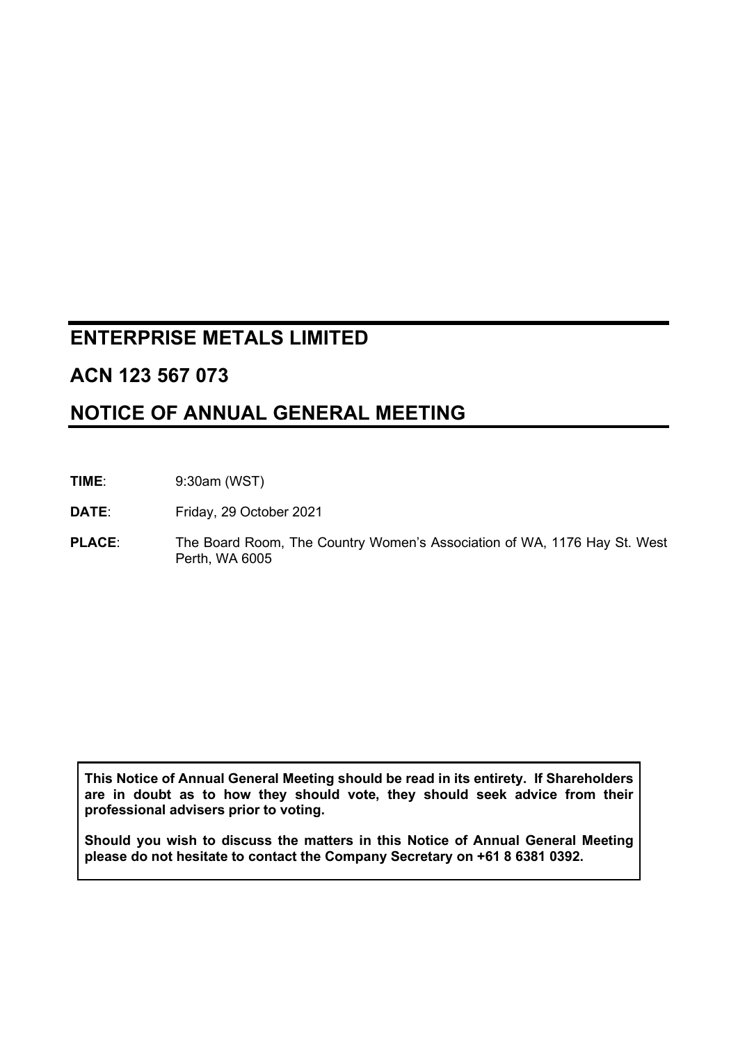# ENTERPRISE METALS LIMITED

## ACN 123 567 073

## NOTICE OF ANNUAL GENERAL MEETING

**TIME**: 9:30am (WST)

**DATE**: Friday, 29 October 2021

**PLACE**: The Board Room, The Country Women's Association of WA, 1176 Hay St. West Perth, WA 6005

**This Notice of Annual General Meeting should be read in its entirety. If Shareholders are in doubt as to how they should vote, they should seek advice from their professional advisers prior to voting.**

**Should you wish to discuss the matters in this Notice of Annual General Meeting please do not hesitate to contact the Company Secretary on +61 8 6381 0392.**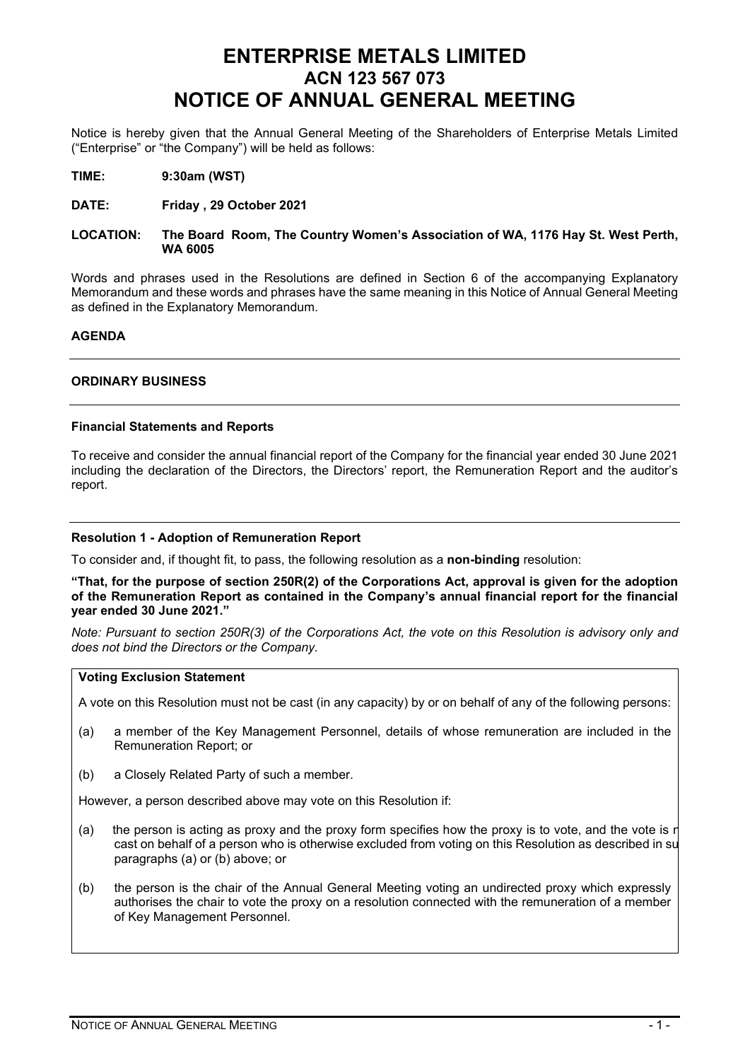# ENTERPRISE METALS LIMITED
## ACN 123 567 073
## NOTICE OF ANNUAL GENERAL MEETING

Notice is hereby given that the Annual General Meeting of the Shareholders of Enterprise Metals Limited ("Enterprise" or "the Company") will be held as follows:

**TIME: 9:30am (WST)**

**DATE: Friday , 29 October 2021**

**LOCATION: The Board Room, The Country Women's Association of WA, 1176 Hay St. West Perth, WA 6005**

Words and phrases used in the Resolutions are defined in Section 6 of the accompanying Explanatory Memorandum and these words and phrases have the same meaning in this Notice of Annual General Meeting as defined in the Explanatory Memorandum.

**AGENDA**

**ORDINARY BUSINESS**

**Financial Statements and Reports**

To receive and consider the annual financial report of the Company for the financial year ended 30 June 2021 including the declaration of the Directors, the Directors' report, the Remuneration Report and the auditor's report.

**Resolution 1 - Adoption of Remuneration Report**

To consider and, if thought fit, to pass, the following resolution as a **non-binding** resolution:

**"That, for the purpose of section 250R(2) of the Corporations Act, approval is given for the adoption of the Remuneration Report as contained in the Company's annual financial report for the financial year ended 30 June 2021."**

*Note: Pursuant to section 250R(3) of the Corporations Act, the vote on this Resolution is advisory only and does not bind the Directors or the Company.*

**Voting Exclusion Statement**

A vote on this Resolution must not be cast (in any capacity) by or on behalf of any of the following persons:

(a) a member of the Key Management Personnel, details of whose remuneration are included in the Remuneration Report; or

(b) a Closely Related Party of such a member.

However, a person described above may vote on this Resolution if:

(a) the person is acting as proxy and the proxy form specifies how the proxy is to vote, and the vote is n cast on behalf of a person who is otherwise excluded from voting on this Resolution as described in su paragraphs (a) or (b) above; or

(b) the person is the chair of the Annual General Meeting voting an undirected proxy which expressly authorises the chair to vote the proxy on a resolution connected with the remuneration of a member of Key Management Personnel.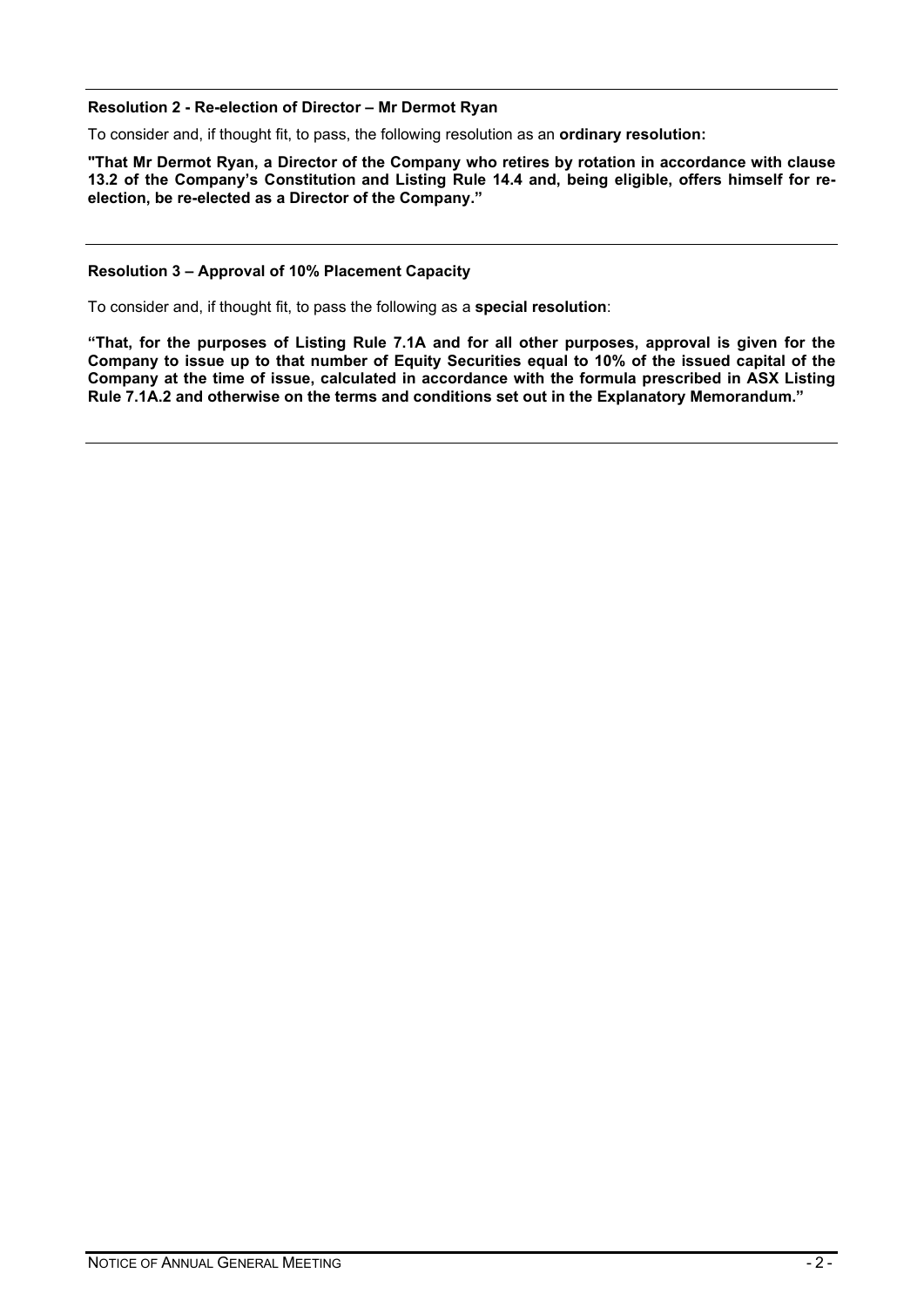**Resolution 2 - Re-election of Director – Mr Dermot Ryan**

To consider and, if thought fit, to pass, the following resolution as an **ordinary resolution:**

**"That Mr Dermot Ryan, a Director of the Company who retires by rotation in accordance with clause 13.2 of the Company's Constitution and Listing Rule 14.4 and, being eligible, offers himself for re-election, be re-elected as a Director of the Company."**

---

**Resolution 3 – Approval of 10% Placement Capacity**

To consider and, if thought fit, to pass the following as a **special resolution**:

**"That, for the purposes of Listing Rule 7.1A and for all other purposes, approval is given for the Company to issue up to that number of Equity Securities equal to 10% of the issued capital of the Company at the time of issue, calculated in accordance with the formula prescribed in ASX Listing Rule 7.1A.2 and otherwise on the terms and conditions set out in the Explanatory Memorandum."**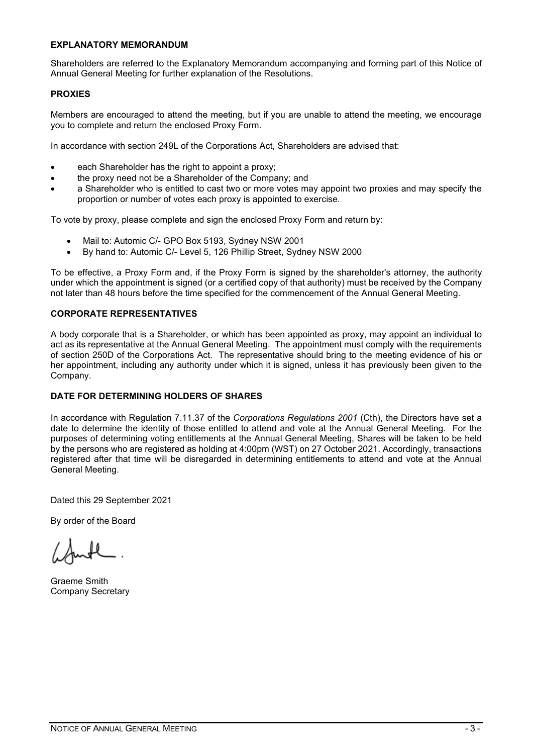## EXPLANATORY MEMORANDUM

Shareholders are referred to the Explanatory Memorandum accompanying and forming part of this Notice of Annual General Meeting for further explanation of the Resolutions.

## PROXIES

Members are encouraged to attend the meeting, but if you are unable to attend the meeting, we encourage you to complete and return the enclosed Proxy Form.

In accordance with section 249L of the Corporations Act, Shareholders are advised that:

- each Shareholder has the right to appoint a proxy;
- the proxy need not be a Shareholder of the Company; and
- a Shareholder who is entitled to cast two or more votes may appoint two proxies and may specify the proportion or number of votes each proxy is appointed to exercise.

To vote by proxy, please complete and sign the enclosed Proxy Form and return by:

- Mail to: Automic C/- GPO Box 5193, Sydney NSW 2001
- By hand to: Automic C/- Level 5, 126 Phillip Street, Sydney NSW 2000

To be effective, a Proxy Form and, if the Proxy Form is signed by the shareholder's attorney, the authority under which the appointment is signed (or a certified copy of that authority) must be received by the Company not later than 48 hours before the time specified for the commencement of the Annual General Meeting.

## CORPORATE REPRESENTATIVES

A body corporate that is a Shareholder, or which has been appointed as proxy, may appoint an individual to act as its representative at the Annual General Meeting. The appointment must comply with the requirements of section 250D of the Corporations Act. The representative should bring to the meeting evidence of his or her appointment, including any authority under which it is signed, unless it has previously been given to the Company.

## DATE FOR DETERMINING HOLDERS OF SHARES

In accordance with Regulation 7.11.37 of the *Corporations Regulations 2001* (Cth), the Directors have set a date to determine the identity of those entitled to attend and vote at the Annual General Meeting. For the purposes of determining voting entitlements at the Annual General Meeting, Shares will be taken to be held by the persons who are registered as holding at 4:00pm (WST) on 27 October 2021. Accordingly, transactions registered after that time will be disregarded in determining entitlements to attend and vote at the Annual General Meeting.

Dated this 29 September 2021

By order of the Board

Graeme Smith
Company Secretary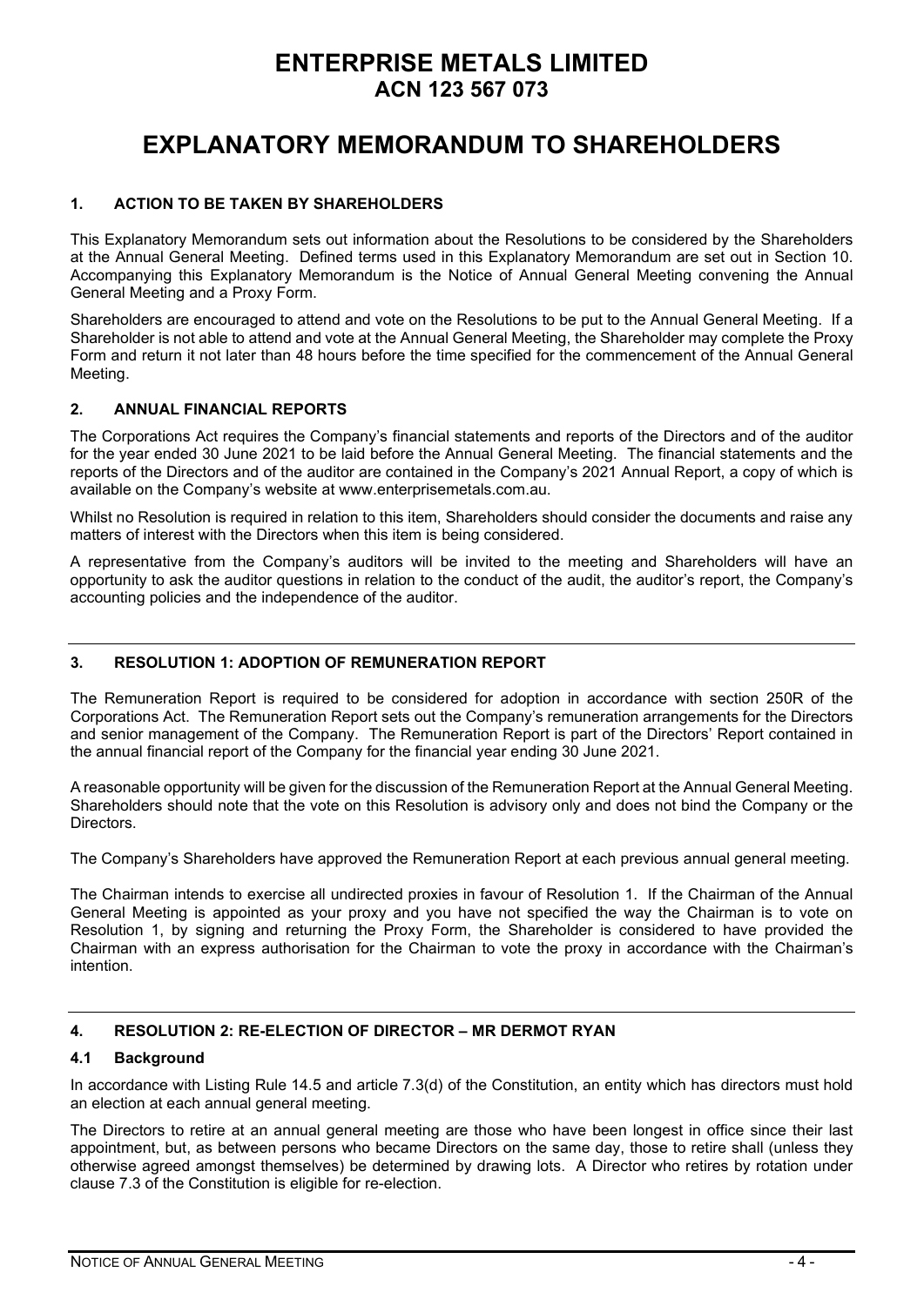# ENTERPRISE METALS LIMITED
## ACN 123 567 073

# EXPLANATORY MEMORANDUM TO SHAREHOLDERS

### 1. ACTION TO BE TAKEN BY SHAREHOLDERS

This Explanatory Memorandum sets out information about the Resolutions to be considered by the Shareholders at the Annual General Meeting. Defined terms used in this Explanatory Memorandum are set out in Section 10. Accompanying this Explanatory Memorandum is the Notice of Annual General Meeting convening the Annual General Meeting and a Proxy Form.

Shareholders are encouraged to attend and vote on the Resolutions to be put to the Annual General Meeting. If a Shareholder is not able to attend and vote at the Annual General Meeting, the Shareholder may complete the Proxy Form and return it not later than 48 hours before the time specified for the commencement of the Annual General Meeting.

### 2. ANNUAL FINANCIAL REPORTS

The Corporations Act requires the Company's financial statements and reports of the Directors and of the auditor for the year ended 30 June 2021 to be laid before the Annual General Meeting. The financial statements and the reports of the Directors and of the auditor are contained in the Company's 2021 Annual Report, a copy of which is available on the Company's website at www.enterprisemetals.com.au.

Whilst no Resolution is required in relation to this item, Shareholders should consider the documents and raise any matters of interest with the Directors when this item is being considered.

A representative from the Company's auditors will be invited to the meeting and Shareholders will have an opportunity to ask the auditor questions in relation to the conduct of the audit, the auditor's report, the Company's accounting policies and the independence of the auditor.

### 3. RESOLUTION 1: ADOPTION OF REMUNERATION REPORT

The Remuneration Report is required to be considered for adoption in accordance with section 250R of the Corporations Act. The Remuneration Report sets out the Company's remuneration arrangements for the Directors and senior management of the Company. The Remuneration Report is part of the Directors' Report contained in the annual financial report of the Company for the financial year ending 30 June 2021.

A reasonable opportunity will be given for the discussion of the Remuneration Report at the Annual General Meeting. Shareholders should note that the vote on this Resolution is advisory only and does not bind the Company or the Directors.

The Company's Shareholders have approved the Remuneration Report at each previous annual general meeting.

The Chairman intends to exercise all undirected proxies in favour of Resolution 1. If the Chairman of the Annual General Meeting is appointed as your proxy and you have not specified the way the Chairman is to vote on Resolution 1, by signing and returning the Proxy Form, the Shareholder is considered to have provided the Chairman with an express authorisation for the Chairman to vote the proxy in accordance with the Chairman's intention.

### 4. RESOLUTION 2: RE-ELECTION OF DIRECTOR – MR DERMOT RYAN

#### 4.1 Background

In accordance with Listing Rule 14.5 and article 7.3(d) of the Constitution, an entity which has directors must hold an election at each annual general meeting.

The Directors to retire at an annual general meeting are those who have been longest in office since their last appointment, but, as between persons who became Directors on the same day, those to retire shall (unless they otherwise agreed amongst themselves) be determined by drawing lots. A Director who retires by rotation under clause 7.3 of the Constitution is eligible for re-election.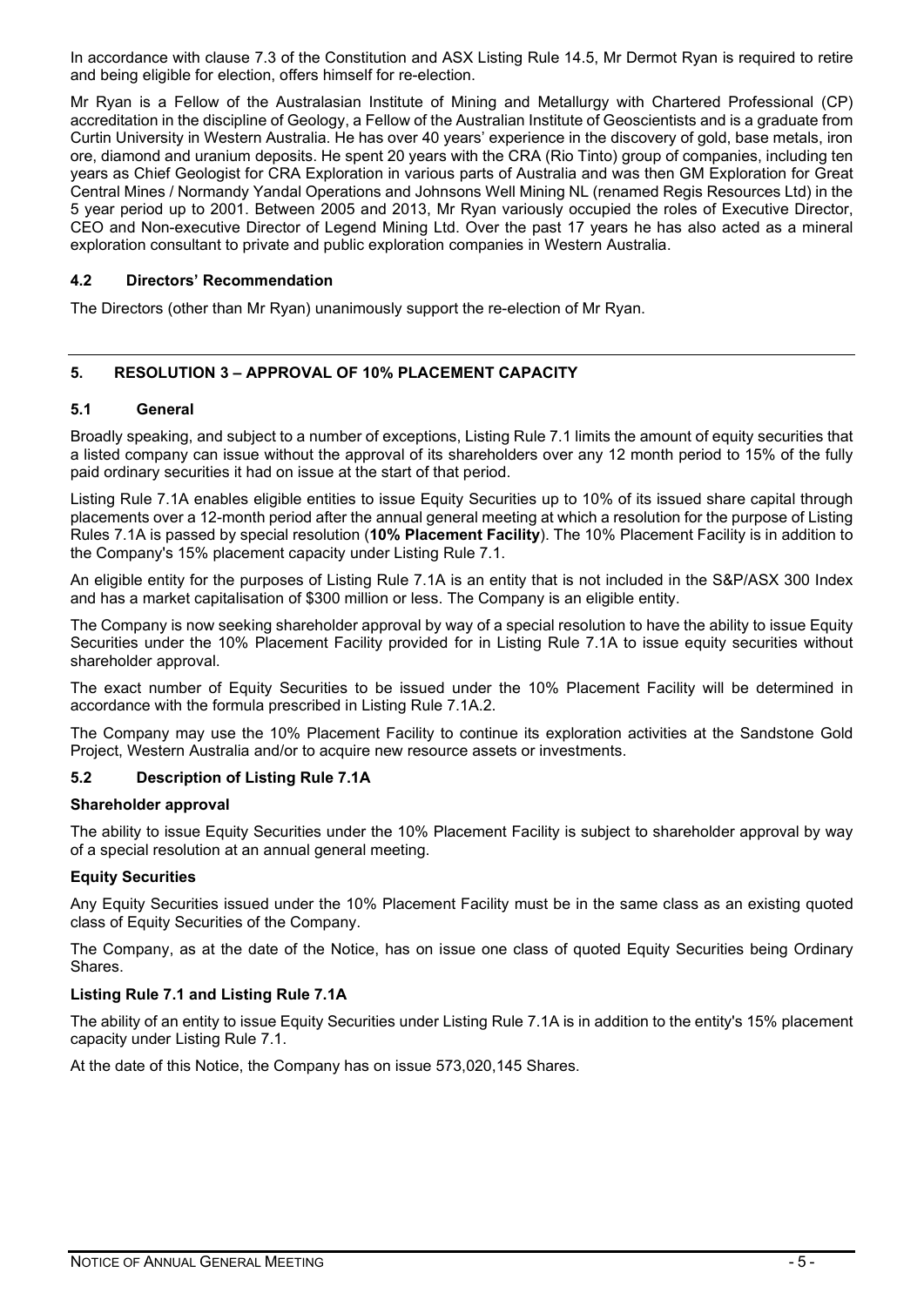In accordance with clause 7.3 of the Constitution and ASX Listing Rule 14.5, Mr Dermot Ryan is required to retire and being eligible for election, offers himself for re-election.

Mr Ryan is a Fellow of the Australasian Institute of Mining and Metallurgy with Chartered Professional (CP) accreditation in the discipline of Geology, a Fellow of the Australian Institute of Geoscientists and is a graduate from Curtin University in Western Australia. He has over 40 years' experience in the discovery of gold, base metals, iron ore, diamond and uranium deposits. He spent 20 years with the CRA (Rio Tinto) group of companies, including ten years as Chief Geologist for CRA Exploration in various parts of Australia and was then GM Exploration for Great Central Mines / Normandy Yandal Operations and Johnsons Well Mining NL (renamed Regis Resources Ltd) in the 5 year period up to 2001. Between 2005 and 2013, Mr Ryan variously occupied the roles of Executive Director, CEO and Non-executive Director of Legend Mining Ltd. Over the past 17 years he has also acted as a mineral exploration consultant to private and public exploration companies in Western Australia.

### 4.2 Directors' Recommendation

The Directors (other than Mr Ryan) unanimously support the re-election of Mr Ryan.

## 5. RESOLUTION 3 – APPROVAL OF 10% PLACEMENT CAPACITY

### 5.1 General

Broadly speaking, and subject to a number of exceptions, Listing Rule 7.1 limits the amount of equity securities that a listed company can issue without the approval of its shareholders over any 12 month period to 15% of the fully paid ordinary securities it had on issue at the start of that period.

Listing Rule 7.1A enables eligible entities to issue Equity Securities up to 10% of its issued share capital through placements over a 12-month period after the annual general meeting at which a resolution for the purpose of Listing Rules 7.1A is passed by special resolution (**10% Placement Facility**). The 10% Placement Facility is in addition to the Company's 15% placement capacity under Listing Rule 7.1.

An eligible entity for the purposes of Listing Rule 7.1A is an entity that is not included in the S&P/ASX 300 Index and has a market capitalisation of $300 million or less. The Company is an eligible entity.

The Company is now seeking shareholder approval by way of a special resolution to have the ability to issue Equity Securities under the 10% Placement Facility provided for in Listing Rule 7.1A to issue equity securities without shareholder approval.

The exact number of Equity Securities to be issued under the 10% Placement Facility will be determined in accordance with the formula prescribed in Listing Rule 7.1A.2.

The Company may use the 10% Placement Facility to continue its exploration activities at the Sandstone Gold Project, Western Australia and/or to acquire new resource assets or investments.

### 5.2 Description of Listing Rule 7.1A

**Shareholder approval**

The ability to issue Equity Securities under the 10% Placement Facility is subject to shareholder approval by way of a special resolution at an annual general meeting.

**Equity Securities**

Any Equity Securities issued under the 10% Placement Facility must be in the same class as an existing quoted class of Equity Securities of the Company.

The Company, as at the date of the Notice, has on issue one class of quoted Equity Securities being Ordinary Shares.

**Listing Rule 7.1 and Listing Rule 7.1A**

The ability of an entity to issue Equity Securities under Listing Rule 7.1A is in addition to the entity's 15% placement capacity under Listing Rule 7.1.

At the date of this Notice, the Company has on issue 573,020,145 Shares.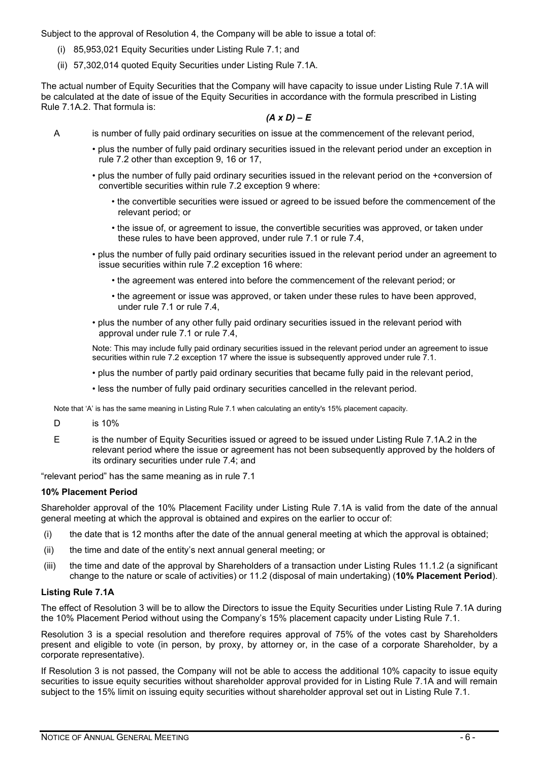Subject to the approval of Resolution 4, the Company will be able to issue a total of:

(i) 85,953,021 Equity Securities under Listing Rule 7.1; and

(ii) 57,302,014 quoted Equity Securities under Listing Rule 7.1A.

The actual number of Equity Securities that the Company will have capacity to issue under Listing Rule 7.1A will be calculated at the date of issue of the Equity Securities in accordance with the formula prescribed in Listing Rule 7.1A.2. That formula is:

$$(A \times D) - E$$

A is number of fully paid ordinary securities on issue at the commencement of the relevant period,

- plus the number of fully paid ordinary securities issued in the relevant period under an exception in rule 7.2 other than exception 9, 16 or 17,
- plus the number of fully paid ordinary securities issued in the relevant period on the +conversion of convertible securities within rule 7.2 exception 9 where:
  - the convertible securities were issued or agreed to be issued before the commencement of the relevant period; or
  - the issue of, or agreement to issue, the convertible securities was approved, or taken under these rules to have been approved, under rule 7.1 or rule 7.4,
- plus the number of fully paid ordinary securities issued in the relevant period under an agreement to issue securities within rule 7.2 exception 16 where:
  - the agreement was entered into before the commencement of the relevant period; or
  - the agreement or issue was approved, or taken under these rules to have been approved, under rule 7.1 or rule 7.4,
- plus the number of any other fully paid ordinary securities issued in the relevant period with approval under rule 7.1 or rule 7.4,

Note: This may include fully paid ordinary securities issued in the relevant period under an agreement to issue securities within rule 7.2 exception 17 where the issue is subsequently approved under rule 7.1.

- plus the number of partly paid ordinary securities that became fully paid in the relevant period,
- less the number of fully paid ordinary securities cancelled in the relevant period.

Note that 'A' is has the same meaning in Listing Rule 7.1 when calculating an entity's 15% placement capacity.

D is 10%

E is the number of Equity Securities issued or agreed to be issued under Listing Rule 7.1A.2 in the relevant period where the issue or agreement has not been subsequently approved by the holders of its ordinary securities under rule 7.4; and

"relevant period" has the same meaning as in rule 7.1

**10% Placement Period**

Shareholder approval of the 10% Placement Facility under Listing Rule 7.1A is valid from the date of the annual general meeting at which the approval is obtained and expires on the earlier to occur of:

(i) the date that is 12 months after the date of the annual general meeting at which the approval is obtained;

(ii) the time and date of the entity's next annual general meeting; or

(iii) the time and date of the approval by Shareholders of a transaction under Listing Rules 11.1.2 (a significant change to the nature or scale of activities) or 11.2 (disposal of main undertaking) (**10% Placement Period**).

**Listing Rule 7.1A**

The effect of Resolution 3 will be to allow the Directors to issue the Equity Securities under Listing Rule 7.1A during the 10% Placement Period without using the Company's 15% placement capacity under Listing Rule 7.1.

Resolution 3 is a special resolution and therefore requires approval of 75% of the votes cast by Shareholders present and eligible to vote (in person, by proxy, by attorney or, in the case of a corporate Shareholder, by a corporate representative).

If Resolution 3 is not passed, the Company will not be able to access the additional 10% capacity to issue equity securities to issue equity securities without shareholder approval provided for in Listing Rule 7.1A and will remain subject to the 15% limit on issuing equity securities without shareholder approval set out in Listing Rule 7.1.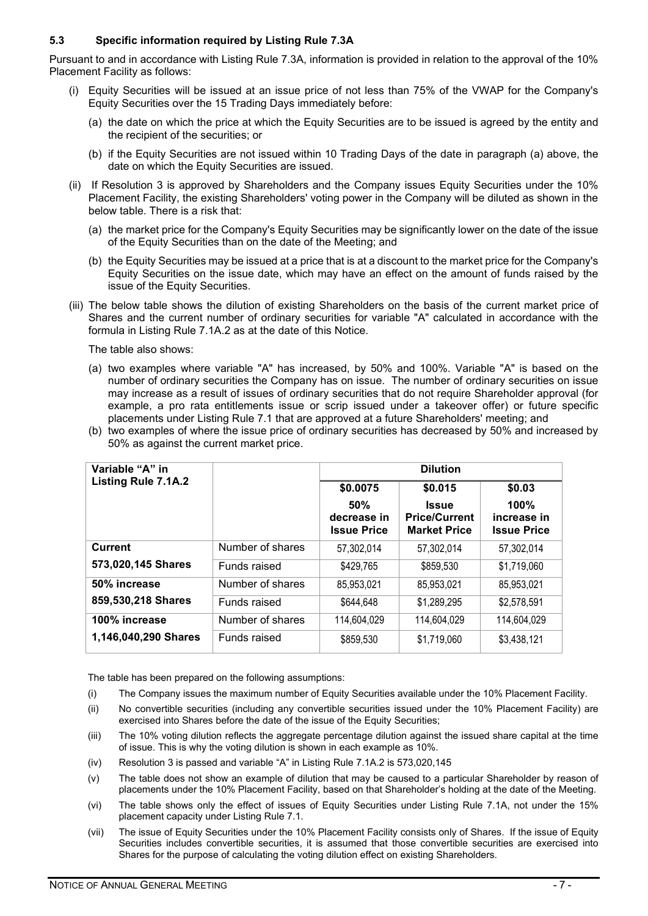### 5.3 Specific information required by Listing Rule 7.3A

Pursuant to and in accordance with Listing Rule 7.3A, information is provided in relation to the approval of the 10% Placement Facility as follows:

(i) Equity Securities will be issued at an issue price of not less than 75% of the VWAP for the Company's Equity Securities over the 15 Trading Days immediately before:

  (a) the date on which the price at which the Equity Securities are to be issued is agreed by the entity and the recipient of the securities; or

  (b) if the Equity Securities are not issued within 10 Trading Days of the date in paragraph (a) above, the date on which the Equity Securities are issued.

(ii) If Resolution 3 is approved by Shareholders and the Company issues Equity Securities under the 10% Placement Facility, the existing Shareholders' voting power in the Company will be diluted as shown in the below table. There is a risk that:

  (a) the market price for the Company's Equity Securities may be significantly lower on the date of the issue of the Equity Securities than on the date of the Meeting; and

  (b) the Equity Securities may be issued at a price that is at a discount to the market price for the Company's Equity Securities on the issue date, which may have an effect on the amount of funds raised by the issue of the Equity Securities.

(iii) The below table shows the dilution of existing Shareholders on the basis of the current market price of Shares and the current number of ordinary securities for variable "A" calculated in accordance with the formula in Listing Rule 7.1A.2 as at the date of this Notice.

  The table also shows:

  (a) two examples where variable "A" has increased, by 50% and 100%. Variable "A" is based on the number of ordinary securities the Company has on issue. The number of ordinary securities on issue may increase as a result of issues of ordinary securities that do not require Shareholder approval (for example, a pro rata entitlements issue or scrip issued under a takeover offer) or future specific placements under Listing Rule 7.1 that are approved at a future Shareholders' meeting; and

  (b) two examples of where the issue price of ordinary securities has decreased by 50% and increased by 50% as against the current market price.

| Variable "A" in Listing Rule 7.1A.2 | | Dilution | | |
|---|---|---|---|---|
| | | **$0.0075** 50% decrease in Issue Price | **$0.015** Issue Price/Current Market Price | **$0.03** 100% increase in Issue Price |
| **Current** 573,020,145 Shares | Number of shares | 57,302,014 | 57,302,014 | 57,302,014 |
| | Funds raised | $429,765 | $859,530 | $1,719,060 |
| **50% increase** 859,530,218 Shares | Number of shares | 85,953,021 | 85,953,021 | 85,953,021 |
| | Funds raised | $644,648 | $1,289,295 | $2,578,591 |
| **100% increase** 1,146,040,290 Shares | Number of shares | 114,604,029 | 114,604,029 | 114,604,029 |
| | Funds raised | $859,530 | $1,719,060 | $3,438,121 |

The table has been prepared on the following assumptions:

(i) The Company issues the maximum number of Equity Securities available under the 10% Placement Facility.

(ii) No convertible securities (including any convertible securities issued under the 10% Placement Facility) are exercised into Shares before the date of the issue of the Equity Securities;

(iii) The 10% voting dilution reflects the aggregate percentage dilution against the issued share capital at the time of issue. This is why the voting dilution is shown in each example as 10%.

(iv) Resolution 3 is passed and variable "A" in Listing Rule 7.1A.2 is 573,020,145

(v) The table does not show an example of dilution that may be caused to a particular Shareholder by reason of placements under the 10% Placement Facility, based on that Shareholder's holding at the date of the Meeting.

(vi) The table shows only the effect of issues of Equity Securities under Listing Rule 7.1A, not under the 15% placement capacity under Listing Rule 7.1.

(vii) The issue of Equity Securities under the 10% Placement Facility consists only of Shares. If the issue of Equity Securities includes convertible securities, it is assumed that those convertible securities are exercised into Shares for the purpose of calculating the voting dilution effect on existing Shareholders.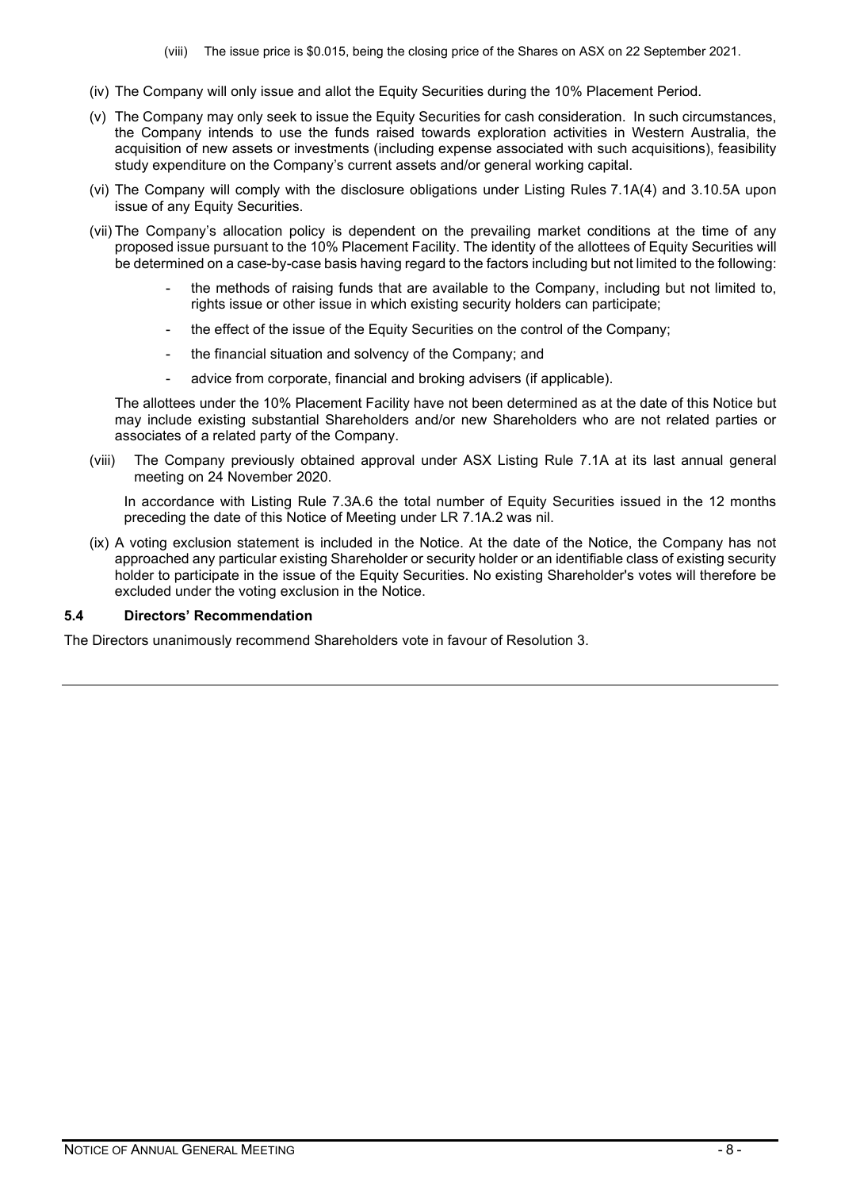(viii) The issue price is $0.015, being the closing price of the Shares on ASX on 22 September 2021.

(iv) The Company will only issue and allot the Equity Securities during the 10% Placement Period.

(v) The Company may only seek to issue the Equity Securities for cash consideration. In such circumstances, the Company intends to use the funds raised towards exploration activities in Western Australia, the acquisition of new assets or investments (including expense associated with such acquisitions), feasibility study expenditure on the Company's current assets and/or general working capital.

(vi) The Company will comply with the disclosure obligations under Listing Rules 7.1A(4) and 3.10.5A upon issue of any Equity Securities.

(vii) The Company's allocation policy is dependent on the prevailing market conditions at the time of any proposed issue pursuant to the 10% Placement Facility. The identity of the allottees of Equity Securities will be determined on a case-by-case basis having regard to the factors including but not limited to the following:

- the methods of raising funds that are available to the Company, including but not limited to, rights issue or other issue in which existing security holders can participate;
- the effect of the issue of the Equity Securities on the control of the Company;
- the financial situation and solvency of the Company; and
- advice from corporate, financial and broking advisers (if applicable).

The allottees under the 10% Placement Facility have not been determined as at the date of this Notice but may include existing substantial Shareholders and/or new Shareholders who are not related parties or associates of a related party of the Company.

(viii) The Company previously obtained approval under ASX Listing Rule 7.1A at its last annual general meeting on 24 November 2020.

In accordance with Listing Rule 7.3A.6 the total number of Equity Securities issued in the 12 months preceding the date of this Notice of Meeting under LR 7.1A.2 was nil.

(ix) A voting exclusion statement is included in the Notice. At the date of the Notice, the Company has not approached any particular existing Shareholder or security holder or an identifiable class of existing security holder to participate in the issue of the Equity Securities. No existing Shareholder's votes will therefore be excluded under the voting exclusion in the Notice.

### 5.4 Directors' Recommendation

The Directors unanimously recommend Shareholders vote in favour of Resolution 3.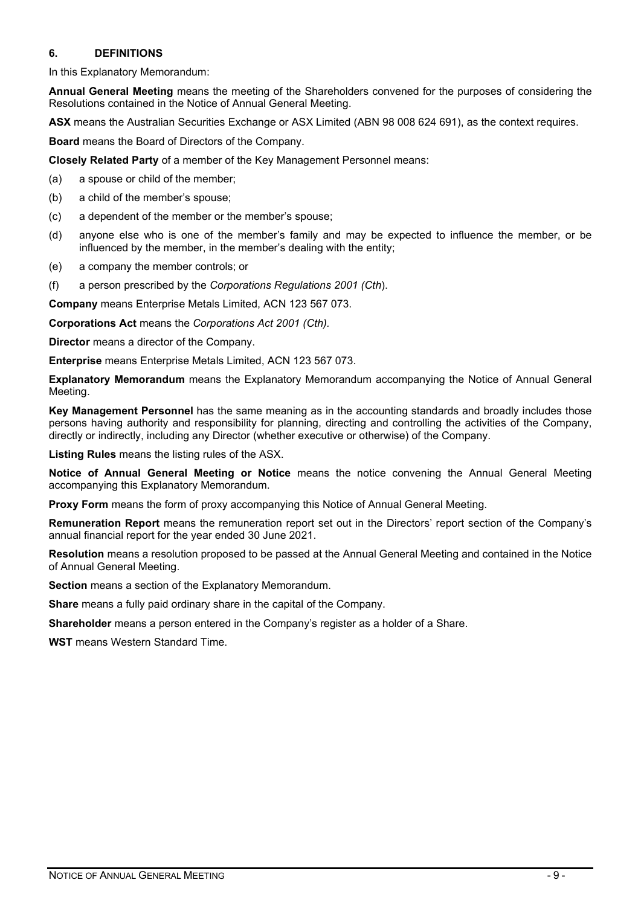## 6. DEFINITIONS

In this Explanatory Memorandum:

**Annual General Meeting** means the meeting of the Shareholders convened for the purposes of considering the Resolutions contained in the Notice of Annual General Meeting.

**ASX** means the Australian Securities Exchange or ASX Limited (ABN 98 008 624 691), as the context requires.

**Board** means the Board of Directors of the Company.

**Closely Related Party** of a member of the Key Management Personnel means:

(a) a spouse or child of the member;

(b) a child of the member's spouse;

(c) a dependent of the member or the member's spouse;

(d) anyone else who is one of the member's family and may be expected to influence the member, or be influenced by the member, in the member's dealing with the entity;

(e) a company the member controls; or

(f) a person prescribed by the *Corporations Regulations 2001 (Cth*).

**Company** means Enterprise Metals Limited, ACN 123 567 073.

**Corporations Act** means the *Corporations Act 2001 (Cth).*

**Director** means a director of the Company.

**Enterprise** means Enterprise Metals Limited, ACN 123 567 073.

**Explanatory Memorandum** means the Explanatory Memorandum accompanying the Notice of Annual General Meeting.

**Key Management Personnel** has the same meaning as in the accounting standards and broadly includes those persons having authority and responsibility for planning, directing and controlling the activities of the Company, directly or indirectly, including any Director (whether executive or otherwise) of the Company.

**Listing Rules** means the listing rules of the ASX.

**Notice of Annual General Meeting or Notice** means the notice convening the Annual General Meeting accompanying this Explanatory Memorandum.

**Proxy Form** means the form of proxy accompanying this Notice of Annual General Meeting.

**Remuneration Report** means the remuneration report set out in the Directors' report section of the Company's annual financial report for the year ended 30 June 2021.

**Resolution** means a resolution proposed to be passed at the Annual General Meeting and contained in the Notice of Annual General Meeting.

**Section** means a section of the Explanatory Memorandum.

**Share** means a fully paid ordinary share in the capital of the Company.

**Shareholder** means a person entered in the Company's register as a holder of a Share.

**WST** means Western Standard Time.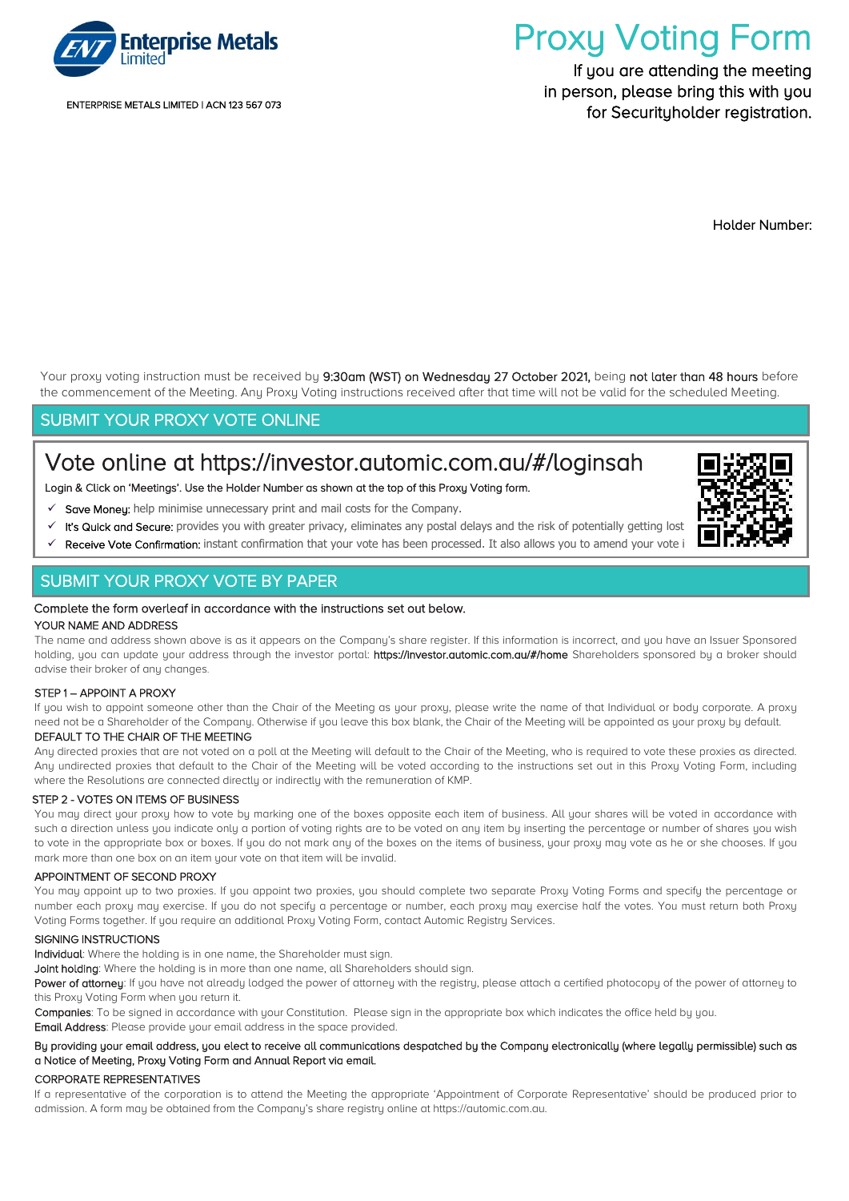ENTERPRISE METALS LIMITED | ACN 123 567 073

# Proxy Voting Form

If you are attending the meeting in person, please bring this with you for Securityholder registration.

Holder Number:

Your proxy voting instruction must be received by **9:30am (WST) on Wednesday 27 October 2021,** being **not later than 48 hours** before the commencement of the Meeting. Any Proxy Voting instructions received after that time will not be valid for the scheduled Meeting.

## SUBMIT YOUR PROXY VOTE ONLINE

### Vote online at https://investor.automic.com.au/#/loginsah

Login & Click on 'Meetings'. Use the Holder Number as shown at the top of this Proxy Voting form.

- ✓ **Save Money:** help minimise unnecessary print and mail costs for the Company.
- ✓ **It's Quick and Secure:** provides you with greater privacy, eliminates any postal delays and the risk of potentially getting lost
- ✓ **Receive Vote Confirmation:** instant confirmation that your vote has been processed. It also allows you to amend your vote i

## SUBMIT YOUR PROXY VOTE BY PAPER

Complete the form overleaf in accordance with the instructions set out below.

**YOUR NAME AND ADDRESS**

The name and address shown above is as it appears on the Company's share register. If this information is incorrect, and you have an Issuer Sponsored holding, you can update your address through the investor portal: **https://investor.automic.com.au/#/home** Shareholders sponsored by a broker should advise their broker of any changes.

**STEP 1 – APPOINT A PROXY**

If you wish to appoint someone other than the Chair of the Meeting as your proxy, please write the name of that Individual or body corporate. A proxy need not be a Shareholder of the Company. Otherwise if you leave this box blank, the Chair of the Meeting will be appointed as your proxy by default.

**DEFAULT TO THE CHAIR OF THE MEETING**

Any directed proxies that are not voted on a poll at the Meeting will default to the Chair of the Meeting, who is required to vote these proxies as directed. Any undirected proxies that default to the Chair of the Meeting will be voted according to the instructions set out in this Proxy Voting Form, including where the Resolutions are connected directly or indirectly with the remuneration of KMP.

**STEP 2 - VOTES ON ITEMS OF BUSINESS**

You may direct your proxy how to vote by marking one of the boxes opposite each item of business. All your shares will be voted in accordance with such a direction unless you indicate only a portion of voting rights are to be voted on any item by inserting the percentage or number of shares you wish to vote in the appropriate box or boxes. If you do not mark any of the boxes on the items of business, your proxy may vote as he or she chooses. If you mark more than one box on an item your vote on that item will be invalid.

**APPOINTMENT OF SECOND PROXY**

You may appoint up to two proxies. If you appoint two proxies, you should complete two separate Proxy Voting Forms and specify the percentage or number each proxy may exercise. If you do not specify a percentage or number, each proxy may exercise half the votes. You must return both Proxy Voting Forms together. If you require an additional Proxy Voting Form, contact Automic Registry Services.

**SIGNING INSTRUCTIONS**

**Individual**: Where the holding is in one name, the Shareholder must sign.

**Joint holding**: Where the holding is in more than one name, all Shareholders should sign.

**Power of attorney**: If you have not already lodged the power of attorney with the registry, please attach a certified photocopy of the power of attorney to this Proxy Voting Form when you return it.

**Companies**: To be signed in accordance with your Constitution. Please sign in the appropriate box which indicates the office held by you.

**Email Address**: Please provide your email address in the space provided.

**By providing your email address, you elect to receive all communications despatched by the Company electronically (where legally permissible) such as a Notice of Meeting, Proxy Voting Form and Annual Report via email.**

**CORPORATE REPRESENTATIVES**

If a representative of the corporation is to attend the Meeting the appropriate 'Appointment of Corporate Representative' should be produced prior to admission. A form may be obtained from the Company's share registry online at https://automic.com.au.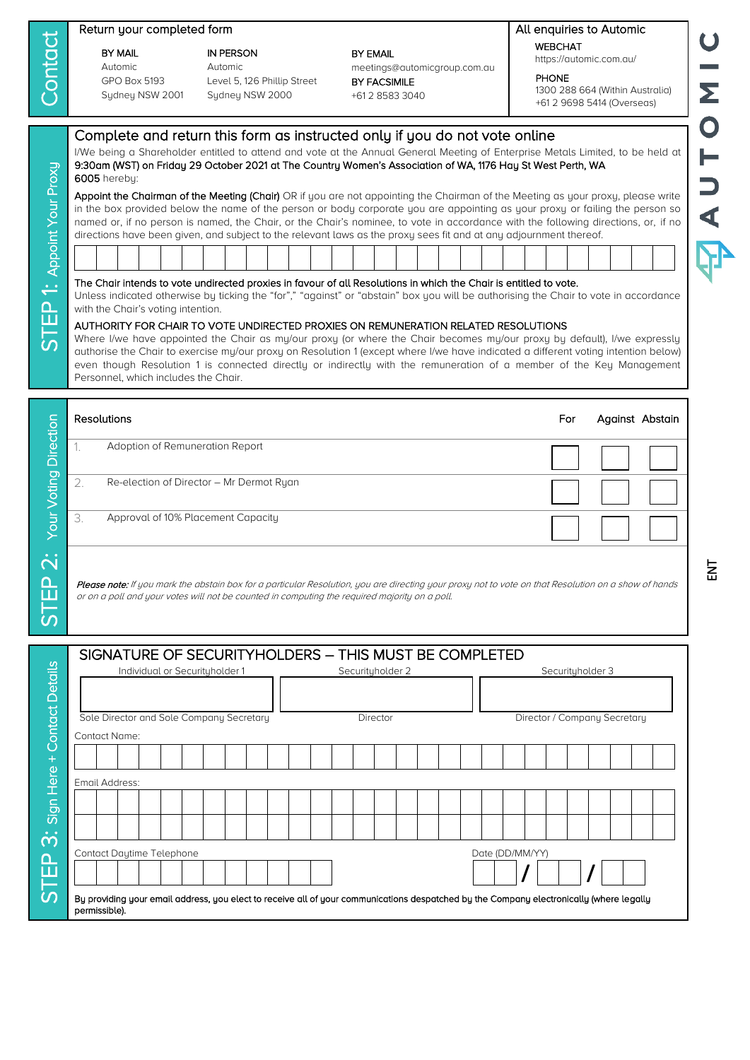## Contact

**Return your completed form**

BY MAIL
Automic
GPO Box 5193
Sydney NSW 2001

IN PERSON
Automic
Level 5, 126 Phillip Street
Sydney NSW 2000

BY EMAIL
meetings@automicgroup.com.au

BY FACSIMILE
+61 2 8583 3040

**All enquiries to Automic**

WEBCHAT
https://automic.com.au/

PHONE
1300 288 664 (Within Australia)
+61 2 9698 5414 (Overseas)

AUTOMIC

ENT

## STEP 1: Appoint Your Proxy

### Complete and return this form as instructed only if you do not vote online

I/We being a Shareholder entitled to attend and vote at the Annual General Meeting of Enterprise Metals Limited, to be held at **9:30am (WST) on Friday 29 October 2021 at The Country Women's Association of WA, 1176 Hay St West Perth, WA 6005** hereby:

**Appoint the Chairman of the Meeting (Chair)** OR if you are not appointing the Chairman of the Meeting as your proxy, please write in the box provided below the name of the person or body corporate you are appointing as your proxy or failing the person so named or, if no person is named, the Chair, or the Chair's nominee, to vote in accordance with the following directions, or, if no directions have been given, and subject to the relevant laws as the proxy sees fit and at any adjournment thereof.

**The Chair intends to vote undirected proxies in favour of all Resolutions in which the Chair is entitled to vote.**
Unless indicated otherwise by ticking the "for"," "against" or "abstain" box you will be authorising the Chair to vote in accordance with the Chair's voting intention.

**AUTHORITY FOR CHAIR TO VOTE UNDIRECTED PROXIES ON REMUNERATION RELATED RESOLUTIONS**
Where I/we have appointed the Chair as my/our proxy (or where the Chair becomes my/our proxy by default), I/we expressly authorise the Chair to exercise my/our proxy on Resolution 1 (except where I/we have indicated a different voting intention below) even though Resolution 1 is connected directly or indirectly with the remuneration of a member of the Key Management Personnel, which includes the Chair.

## STEP 2: Your Voting Direction

| Resolutions | For | Against | Abstain |
|---|---|---|---|
| 1. Adoption of Remuneration Report | | | |
| 2. Re-election of Director – Mr Dermot Ryan | | | |
| 3. Approval of 10% Placement Capacity | | | |

***Please note:*** *If you mark the abstain box for a particular Resolution, you are directing your proxy not to vote on that Resolution on a show of hands or on a poll and your votes will not be counted in computing the required majority on a poll.*

## STEP 3: Sign Here + Contact Details

### SIGNATURE OF SECURITYHOLDERS – THIS MUST BE COMPLETED

| Individual or Securityholder 1 | Securityholder 2 | Securityholder 3 |
|---|---|---|
| | | |
| Sole Director and Sole Company Secretary | Director | Director / Company Secretary |

Contact Name:

Email Address:

Contact Daytime Telephone

Date (DD/MM/YY) / /

By providing your email address, you elect to receive all of your communications despatched by the Company electronically (where legally permissible).